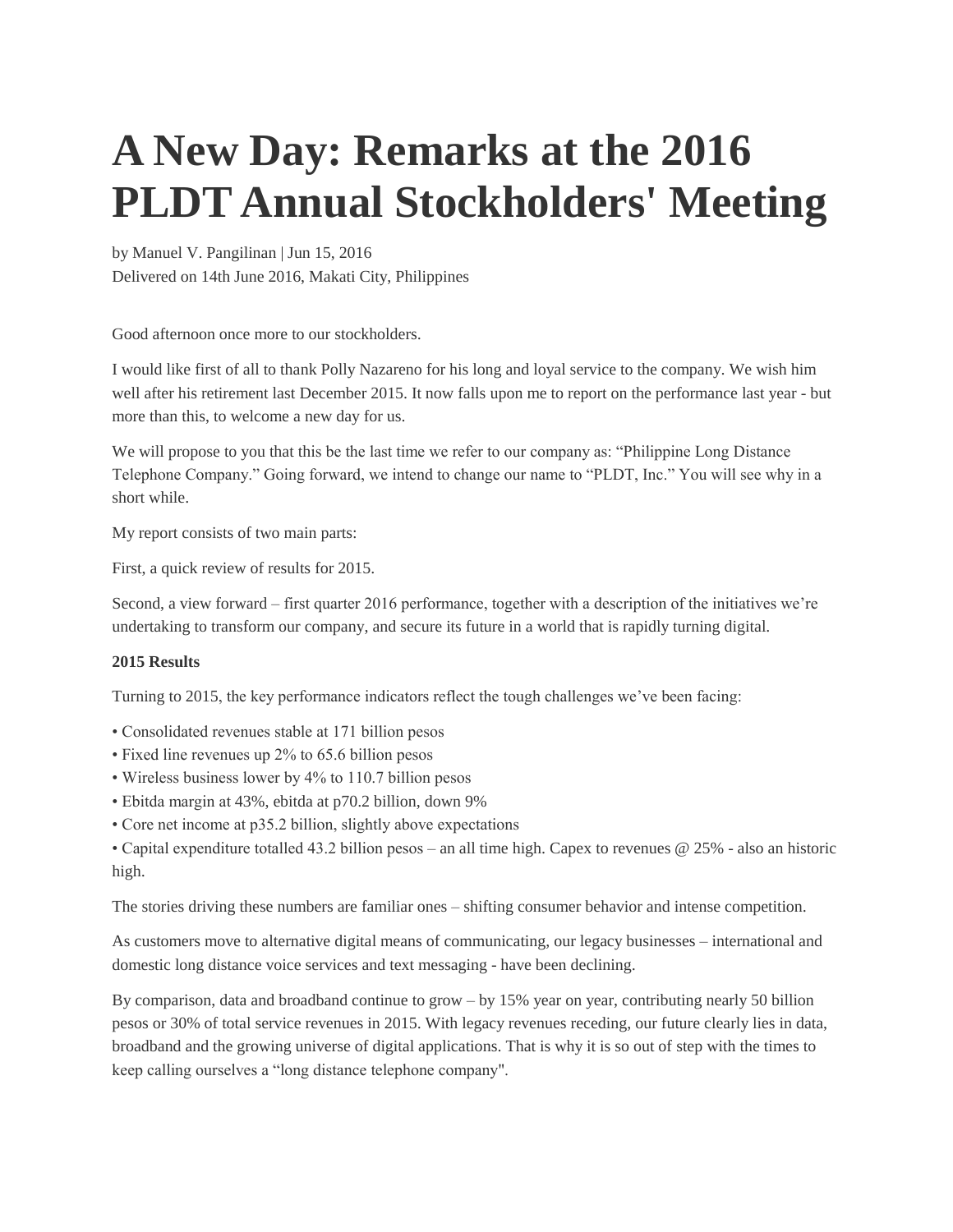# A New Day: Remarks at the 2016 PLDT Annual Stockholders' Meeting

by Manuel V. Pangilinan | Jun 15, 2016
Delivered on 14th June 2016, Makati City, Philippines

Good afternoon once more to our stockholders.

I would like first of all to thank Polly Nazareno for his long and loyal service to the company. We wish him well after his retirement last December 2015. It now falls upon me to report on the performance last year - but more than this, to welcome a new day for us.

We will propose to you that this be the last time we refer to our company as: "Philippine Long Distance Telephone Company." Going forward, we intend to change our name to "PLDT, Inc." You will see why in a short while.

My report consists of two main parts:

First, a quick review of results for 2015.

Second, a view forward – first quarter 2016 performance, together with a description of the initiatives we're undertaking to transform our company, and secure its future in a world that is rapidly turning digital.

**2015 Results**

Turning to 2015, the key performance indicators reflect the tough challenges we've been facing:

• Consolidated revenues stable at 171 billion pesos
• Fixed line revenues up 2% to 65.6 billion pesos
• Wireless business lower by 4% to 110.7 billion pesos
• Ebitda margin at 43%, ebitda at p70.2 billion, down 9%
• Core net income at p35.2 billion, slightly above expectations
• Capital expenditure totalled 43.2 billion pesos – an all time high. Capex to revenues @ 25% - also an historic high.

The stories driving these numbers are familiar ones – shifting consumer behavior and intense competition.

As customers move to alternative digital means of communicating, our legacy businesses – international and domestic long distance voice services and text messaging - have been declining.

By comparison, data and broadband continue to grow – by 15% year on year, contributing nearly 50 billion pesos or 30% of total service revenues in 2015. With legacy revenues receding, our future clearly lies in data, broadband and the growing universe of digital applications. That is why it is so out of step with the times to keep calling ourselves a "long distance telephone company".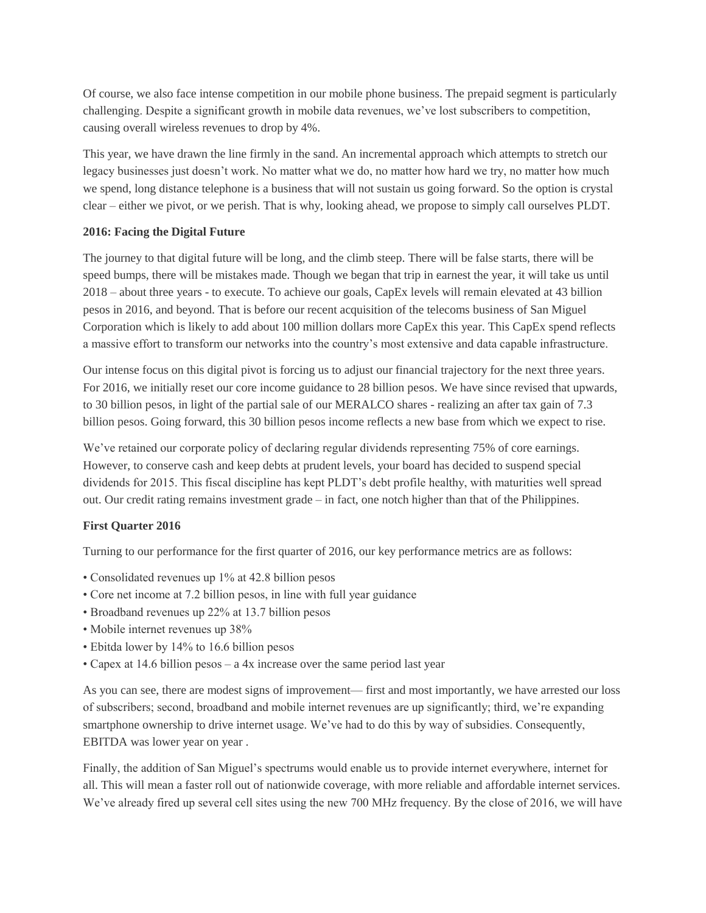Of course, we also face intense competition in our mobile phone business. The prepaid segment is particularly challenging. Despite a significant growth in mobile data revenues, we've lost subscribers to competition, causing overall wireless revenues to drop by 4%.

This year, we have drawn the line firmly in the sand. An incremental approach which attempts to stretch our legacy businesses just doesn't work. No matter what we do, no matter how hard we try, no matter how much we spend, long distance telephone is a business that will not sustain us going forward. So the option is crystal clear – either we pivot, or we perish. That is why, looking ahead, we propose to simply call ourselves PLDT.

**2016: Facing the Digital Future**

The journey to that digital future will be long, and the climb steep. There will be false starts, there will be speed bumps, there will be mistakes made. Though we began that trip in earnest the year, it will take us until 2018 – about three years - to execute. To achieve our goals, CapEx levels will remain elevated at 43 billion pesos in 2016, and beyond. That is before our recent acquisition of the telecoms business of San Miguel Corporation which is likely to add about 100 million dollars more CapEx this year. This CapEx spend reflects a massive effort to transform our networks into the country's most extensive and data capable infrastructure.

Our intense focus on this digital pivot is forcing us to adjust our financial trajectory for the next three years. For 2016, we initially reset our core income guidance to 28 billion pesos. We have since revised that upwards, to 30 billion pesos, in light of the partial sale of our MERALCO shares - realizing an after tax gain of 7.3 billion pesos. Going forward, this 30 billion pesos income reflects a new base from which we expect to rise.

We've retained our corporate policy of declaring regular dividends representing 75% of core earnings. However, to conserve cash and keep debts at prudent levels, your board has decided to suspend special dividends for 2015. This fiscal discipline has kept PLDT's debt profile healthy, with maturities well spread out. Our credit rating remains investment grade – in fact, one notch higher than that of the Philippines.

**First Quarter 2016**

Turning to our performance for the first quarter of 2016, our key performance metrics are as follows:

- Consolidated revenues up 1% at 42.8 billion pesos
- Core net income at 7.2 billion pesos, in line with full year guidance
- Broadband revenues up 22% at 13.7 billion pesos
- Mobile internet revenues up 38%
- Ebitda lower by 14% to 16.6 billion pesos
- Capex at 14.6 billion pesos – a 4x increase over the same period last year

As you can see, there are modest signs of improvement— first and most importantly, we have arrested our loss of subscribers; second, broadband and mobile internet revenues are up significantly; third, we're expanding smartphone ownership to drive internet usage. We've had to do this by way of subsidies. Consequently, EBITDA was lower year on year .

Finally, the addition of San Miguel's spectrums would enable us to provide internet everywhere, internet for all. This will mean a faster roll out of nationwide coverage, with more reliable and affordable internet services. We've already fired up several cell sites using the new 700 MHz frequency. By the close of 2016, we will have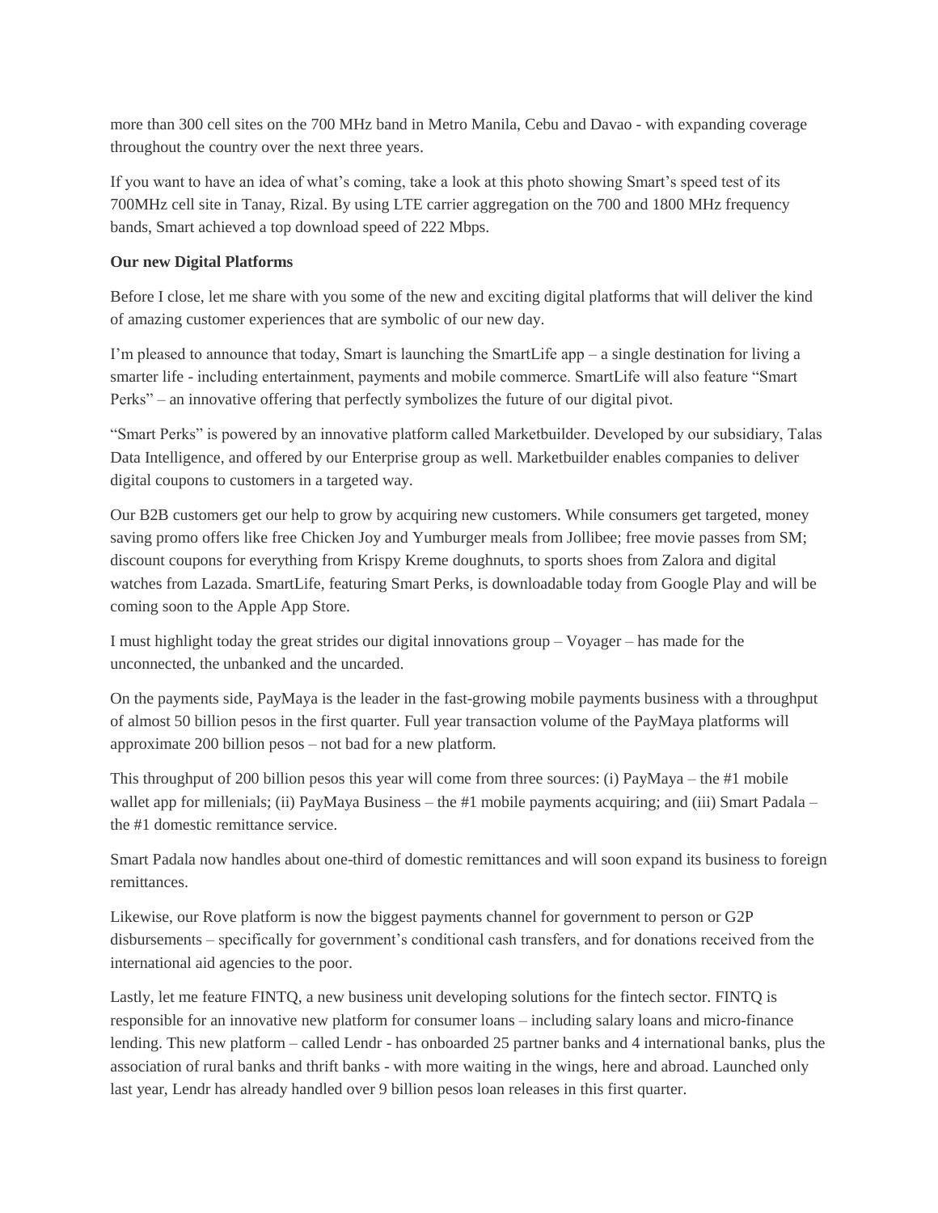more than 300 cell sites on the 700 MHz band in Metro Manila, Cebu and Davao - with expanding coverage throughout the country over the next three years.

If you want to have an idea of what's coming, take a look at this photo showing Smart's speed test of its 700MHz cell site in Tanay, Rizal. By using LTE carrier aggregation on the 700 and 1800 MHz frequency bands, Smart achieved a top download speed of 222 Mbps.

**Our new Digital Platforms**

Before I close, let me share with you some of the new and exciting digital platforms that will deliver the kind of amazing customer experiences that are symbolic of our new day.

I'm pleased to announce that today, Smart is launching the SmartLife app – a single destination for living a smarter life - including entertainment, payments and mobile commerce. SmartLife will also feature "Smart Perks" – an innovative offering that perfectly symbolizes the future of our digital pivot.

"Smart Perks" is powered by an innovative platform called Marketbuilder. Developed by our subsidiary, Talas Data Intelligence, and offered by our Enterprise group as well. Marketbuilder enables companies to deliver digital coupons to customers in a targeted way.

Our B2B customers get our help to grow by acquiring new customers. While consumers get targeted, money saving promo offers like free Chicken Joy and Yumburger meals from Jollibee; free movie passes from SM; discount coupons for everything from Krispy Kreme doughnuts, to sports shoes from Zalora and digital watches from Lazada. SmartLife, featuring Smart Perks, is downloadable today from Google Play and will be coming soon to the Apple App Store.

I must highlight today the great strides our digital innovations group – Voyager – has made for the unconnected, the unbanked and the uncarded.

On the payments side, PayMaya is the leader in the fast-growing mobile payments business with a throughput of almost 50 billion pesos in the first quarter. Full year transaction volume of the PayMaya platforms will approximate 200 billion pesos – not bad for a new platform.

This throughput of 200 billion pesos this year will come from three sources: (i) PayMaya – the #1 mobile wallet app for millenials; (ii) PayMaya Business – the #1 mobile payments acquiring; and (iii) Smart Padala – the #1 domestic remittance service.

Smart Padala now handles about one-third of domestic remittances and will soon expand its business to foreign remittances.

Likewise, our Rove platform is now the biggest payments channel for government to person or G2P disbursements – specifically for government's conditional cash transfers, and for donations received from the international aid agencies to the poor.

Lastly, let me feature FINTQ, a new business unit developing solutions for the fintech sector. FINTQ is responsible for an innovative new platform for consumer loans – including salary loans and micro-finance lending. This new platform – called Lendr - has onboarded 25 partner banks and 4 international banks, plus the association of rural banks and thrift banks - with more waiting in the wings, here and abroad. Launched only last year, Lendr has already handled over 9 billion pesos loan releases in this first quarter.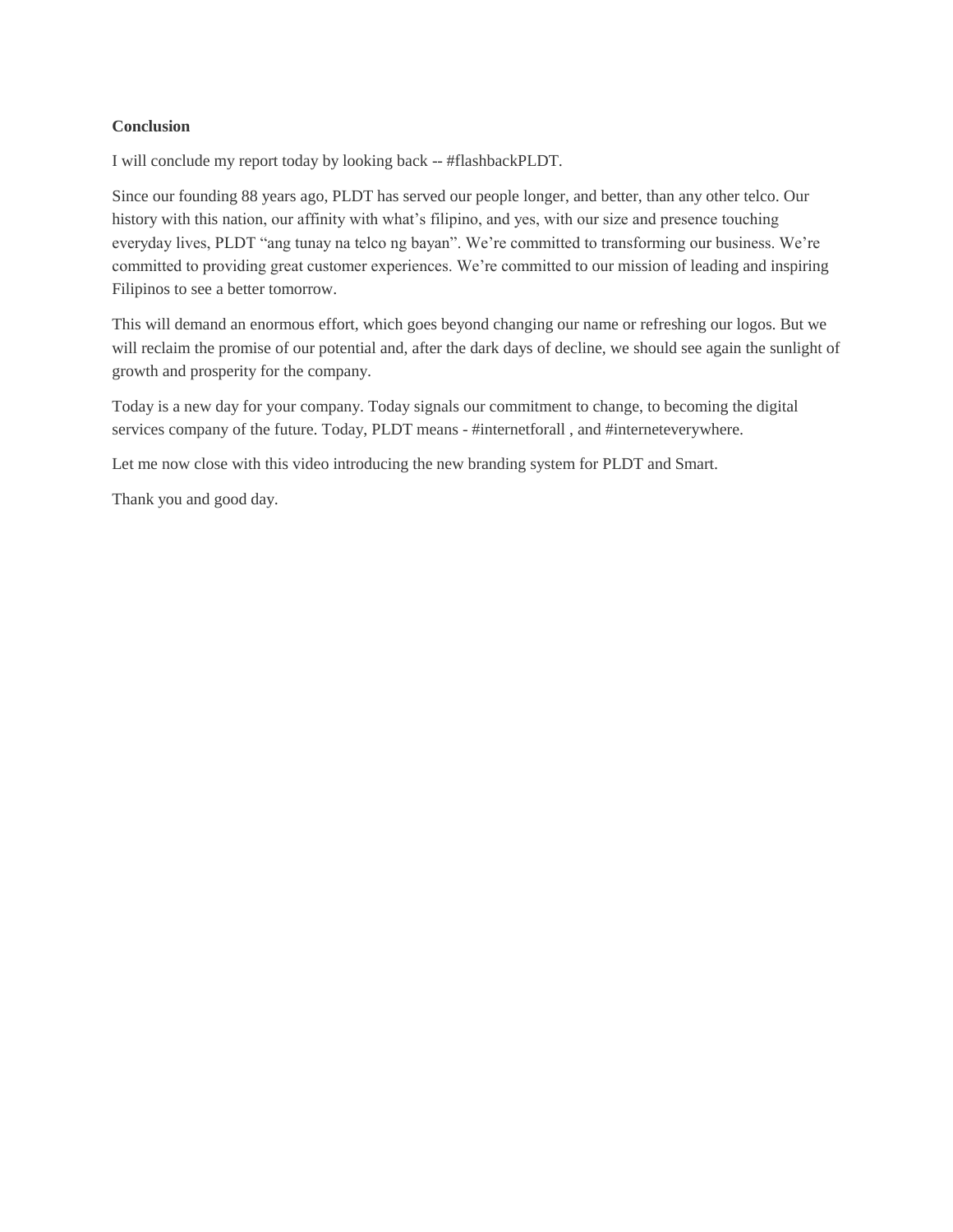**Conclusion**

I will conclude my report today by looking back -- #flashbackPLDT.

Since our founding 88 years ago, PLDT has served our people longer, and better, than any other telco. Our history with this nation, our affinity with what's filipino, and yes, with our size and presence touching everyday lives, PLDT "ang tunay na telco ng bayan". We're committed to transforming our business. We're committed to providing great customer experiences. We're committed to our mission of leading and inspiring Filipinos to see a better tomorrow.

This will demand an enormous effort, which goes beyond changing our name or refreshing our logos. But we will reclaim the promise of our potential and, after the dark days of decline, we should see again the sunlight of growth and prosperity for the company.

Today is a new day for your company. Today signals our commitment to change, to becoming the digital services company of the future. Today, PLDT means - #internetforall , and #interneteverywhere.

Let me now close with this video introducing the new branding system for PLDT and Smart.

Thank you and good day.